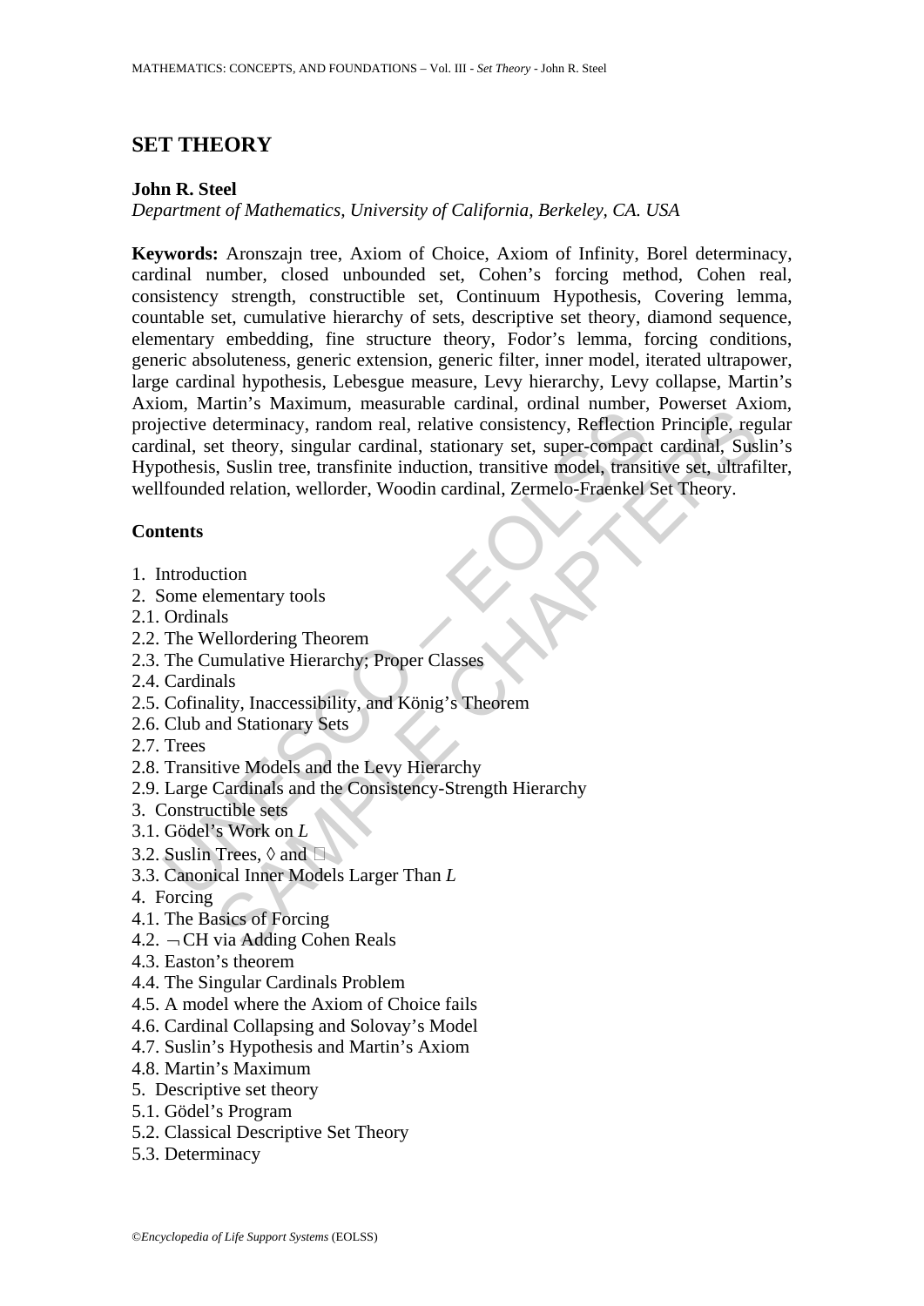# SET THEORY

**John R. Steel**

*Department of Mathematics, University of California, Berkeley, CA. USA*

**Keywords:** Aronszajn tree, Axiom of Choice, Axiom of Infinity, Borel determinacy, cardinal number, closed unbounded set, Cohen's forcing method, Cohen real, consistency strength, constructible set, Continuum Hypothesis, Covering lemma, countable set, cumulative hierarchy of sets, descriptive set theory, diamond sequence, elementary embedding, fine structure theory, Fodor's lemma, forcing conditions, generic absoluteness, generic extension, generic filter, inner model, iterated ultrapower, large cardinal hypothesis, Lebesgue measure, Levy hierarchy, Levy collapse, Martin's Axiom, Martin's Maximum, measurable cardinal, ordinal number, Powerset Axiom, projective determinacy, random real, relative consistency, Reflection Principle, regular cardinal, set theory, singular cardinal, stationary set, super-compact cardinal, Suslin's Hypothesis, Suslin tree, transfinite induction, transitive model, transitive set, ultrafilter, wellfounded relation, wellorder, Woodin cardinal, Zermelo-Fraenkel Set Theory.

## Contents

1. Introduction
2. Some elementary tools
2.1. Ordinals
2.2. The Wellordering Theorem
2.3. The Cumulative Hierarchy; Proper Classes
2.4. Cardinals
2.5. Cofinality, Inaccessibility, and König's Theorem
2.6. Club and Stationary Sets
2.7. Trees
2.8. Transitive Models and the Levy Hierarchy
2.9. Large Cardinals and the Consistency-Strength Hierarchy
3. Constructible sets
3.1. Gödel's Work on *L*
3.2. Suslin Trees, $\Diamond$ and $\Box$
3.3. Canonical Inner Models Larger Than *L*
4. Forcing
4.1. The Basics of Forcing
4.2. $\neg$CH via Adding Cohen Reals
4.3. Easton's theorem
4.4. The Singular Cardinals Problem
4.5. A model where the Axiom of Choice fails
4.6. Cardinal Collapsing and Solovay's Model
4.7. Suslin's Hypothesis and Martin's Axiom
4.8. Martin's Maximum
5. Descriptive set theory
5.1. Gödel's Program
5.2. Classical Descriptive Set Theory
5.3. Determinacy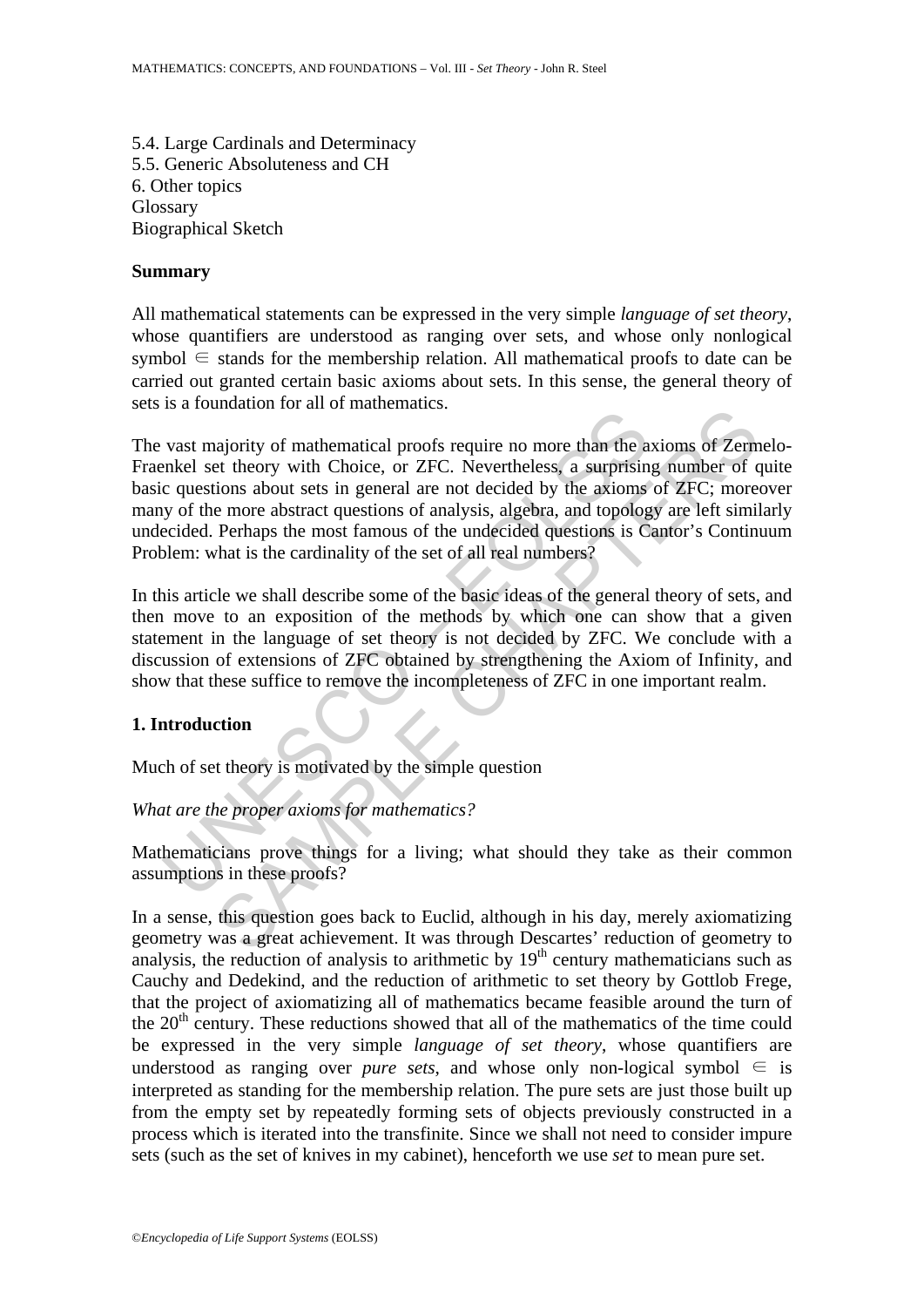5.4. Large Cardinals and Determinacy
5.5. Generic Absoluteness and CH
6. Other topics
Glossary
Biographical Sketch

## Summary

All mathematical statements can be expressed in the very simple *language of set theory*, whose quantifiers are understood as ranging over sets, and whose only nonlogical symbol $\in$ stands for the membership relation. All mathematical proofs to date can be carried out granted certain basic axioms about sets. In this sense, the general theory of sets is a foundation for all of mathematics.

The vast majority of mathematical proofs require no more than the axioms of Zermelo-Fraenkel set theory with Choice, or ZFC. Nevertheless, a surprising number of quite basic questions about sets in general are not decided by the axioms of ZFC; moreover many of the more abstract questions of analysis, algebra, and topology are left similarly undecided. Perhaps the most famous of the undecided questions is Cantor's Continuum Problem: what is the cardinality of the set of all real numbers?

In this article we shall describe some of the basic ideas of the general theory of sets, and then move to an exposition of the methods by which one can show that a given statement in the language of set theory is not decided by ZFC. We conclude with a discussion of extensions of ZFC obtained by strengthening the Axiom of Infinity, and show that these suffice to remove the incompleteness of ZFC in one important realm.

## 1. Introduction

Much of set theory is motivated by the simple question

*What are the proper axioms for mathematics?*

Mathematicians prove things for a living; what should they take as their common assumptions in these proofs?

In a sense, this question goes back to Euclid, although in his day, merely axiomatizing geometry was a great achievement. It was through Descartes' reduction of geometry to analysis, the reduction of analysis to arithmetic by $19^{th}$ century mathematicians such as Cauchy and Dedekind, and the reduction of arithmetic to set theory by Gottlob Frege, that the project of axiomatizing all of mathematics became feasible around the turn of the $20^{th}$ century. These reductions showed that all of the mathematics of the time could be expressed in the very simple *language of set theory*, whose quantifiers are understood as ranging over *pure sets*, and whose only non-logical symbol $\in$ is interpreted as standing for the membership relation. The pure sets are just those built up from the empty set by repeatedly forming sets of objects previously constructed in a process which is iterated into the transfinite. Since we shall not need to consider impure sets (such as the set of knives in my cabinet), henceforth we use *set* to mean pure set.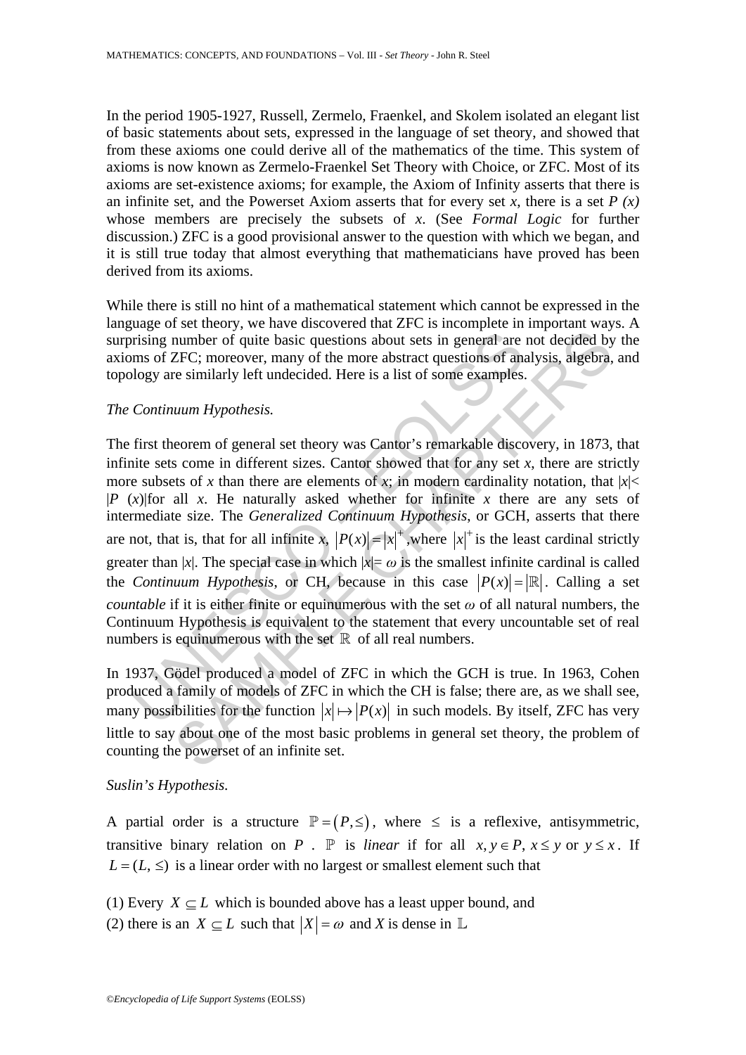In the period 1905-1927, Russell, Zermelo, Fraenkel, and Skolem isolated an elegant list of basic statements about sets, expressed in the language of set theory, and showed that from these axioms one could derive all of the mathematics of the time. This system of axioms is now known as Zermelo-Fraenkel Set Theory with Choice, or ZFC. Most of its axioms are set-existence axioms; for example, the Axiom of Infinity asserts that there is an infinite set, and the Powerset Axiom asserts that for every set $x$, there is a set $P(x)$ whose members are precisely the subsets of $x$. (See *Formal Logic* for further discussion.) ZFC is a good provisional answer to the question with which we began, and it is still true today that almost everything that mathematicians have proved has been derived from its axioms.

While there is still no hint of a mathematical statement which cannot be expressed in the language of set theory, we have discovered that ZFC is incomplete in important ways. A surprising number of quite basic questions about sets in general are not decided by the axioms of ZFC; moreover, many of the more abstract questions of analysis, algebra, and topology are similarly left undecided. Here is a list of some examples.

*The Continuum Hypothesis.*

The first theorem of general set theory was Cantor's remarkable discovery, in 1873, that infinite sets come in different sizes. Cantor showed that for any set $x$, there are strictly more subsets of $x$ than there are elements of $x$; in modern cardinality notation, that $|x| < |P(x)|$ for all $x$. He naturally asked whether for infinite $x$ there are any sets of intermediate size. The *Generalized Continuum Hypothesis*, or GCH, asserts that there are not, that is, that for all infinite $x$, $|P(x)| = |x|^+$, where $|x|^+$ is the least cardinal strictly greater than $|x|$. The special case in which $|x| = \omega$ is the smallest infinite cardinal is called the *Continuum Hypothesis*, or CH, because in this case $|P(x)| = |\mathbb{R}|$. Calling a set *countable* if it is either finite or equinumerous with the set $\omega$ of all natural numbers, the Continuum Hypothesis is equivalent to the statement that every uncountable set of real numbers is equinumerous with the set $\mathbb{R}$ of all real numbers.

In 1937, Gödel produced a model of ZFC in which the GCH is true. In 1963, Cohen produced a family of models of ZFC in which the CH is false; there are, as we shall see, many possibilities for the function $|x| \mapsto |P(x)|$ in such models. By itself, ZFC has very little to say about one of the most basic problems in general set theory, the problem of counting the powerset of an infinite set.

*Suslin's Hypothesis.*

A partial order is a structure $\mathbb{P} = (P, \leq)$, where $\leq$ is a reflexive, antisymmetric, transitive binary relation on $P$. $\mathbb{P}$ is *linear* if for all $x, y \in P$, $x \leq y$ or $y \leq x$. If $L = (L, \leq)$ is a linear order with no largest or smallest element such that

(1) Every $X \subseteq L$ which is bounded above has a least upper bound, and
(2) there is an $X \subseteq L$ such that $|X| = \omega$ and $X$ is dense in $\mathbb{L}$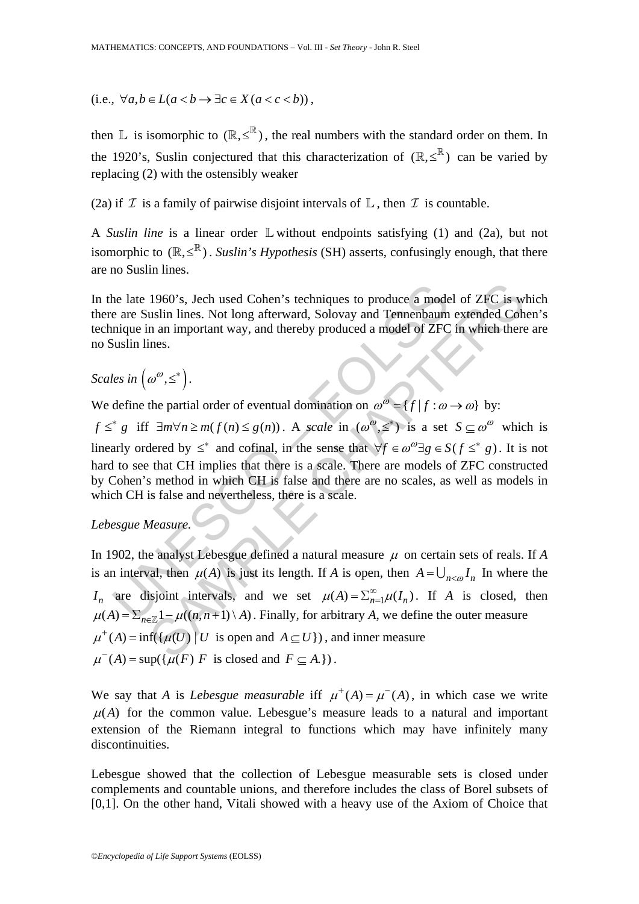(i.e., $\forall a, b \in L(a < b \rightarrow \exists c \in X(a < c < b))$,

then $\mathbb{L}$ is isomorphic to $(\mathbb{R}, \leq^{\mathbb{R}})$, the real numbers with the standard order on them. In the 1920's, Suslin conjectured that this characterization of $(\mathbb{R}, \leq^{\mathbb{R}})$ can be varied by replacing (2) with the ostensibly weaker

(2a) if $\mathcal{I}$ is a family of pairwise disjoint intervals of $\mathbb{L}$, then $\mathcal{I}$ is countable.

A *Suslin line* is a linear order $\mathbb{L}$ without endpoints satisfying (1) and (2a), but not isomorphic to $(\mathbb{R}, \leq^{\mathbb{R}})$. *Suslin's Hypothesis* (SH) asserts, confusingly enough, that there are no Suslin lines.

In the late 1960's, Jech used Cohen's techniques to produce a model of ZFC is which there are Suslin lines. Not long afterward, Solovay and Tennenbaum extended Cohen's technique in an important way, and thereby produced a model of ZFC in which there are no Suslin lines.

*Scales in* $\left(\omega^{\omega}, \leq^{*}\right)$.

We define the partial order of eventual domination on $\omega^{\omega} = \{f \mid f : \omega \rightarrow \omega\}$ by:

$f \leq^{*} g$ iff $\exists m \forall n \geq m(f(n) \leq g(n))$. A *scale* in $(\omega^{\omega}, \leq^{*})$ is a set $S \subseteq \omega^{\omega}$ which is linearly ordered by $\leq^{*}$ and cofinal, in the sense that $\forall f \in \omega^{\omega} \exists g \in S(f \leq^{*} g)$. It is not hard to see that CH implies that there is a scale. There are models of ZFC constructed by Cohen's method in which CH is false and there are no scales, as well as models in which CH is false and nevertheless, there is a scale.

*Lebesgue Measure.*

In 1902, the analyst Lebesgue defined a natural measure $\mu$ on certain sets of reals. If $A$ is an interval, then $\mu(A)$ is just its length. If $A$ is open, then $A = \bigcup_{n<\omega} I_n$ In where the $I_n$ are disjoint intervals, and we set $\mu(A) = \Sigma_{n=1}^{\infty} \mu(I_n)$. If $A$ is closed, then $\mu(A) = \Sigma_{n \in \mathbb{Z}} 1 - \mu((n, n+1) \setminus A)$. Finally, for arbitrary $A$, we define the outer measure $\mu^{+}(A) = \inf(\{\mu(U) \mid U$ is open and $A \subseteq U\})$, and inner measure $\mu^{-}(A) = \sup(\{\mu(F)$ $F$ is closed and $F \subseteq A.\})$.

We say that $A$ is *Lebesgue measurable* iff $\mu^{+}(A) = \mu^{-}(A)$, in which case we write $\mu(A)$ for the common value. Lebesgue's measure leads to a natural and important extension of the Riemann integral to functions which may have infinitely many discontinuities.

Lebesgue showed that the collection of Lebesgue measurable sets is closed under complements and countable unions, and therefore includes the class of Borel subsets of [0,1]. On the other hand, Vitali showed with a heavy use of the Axiom of Choice that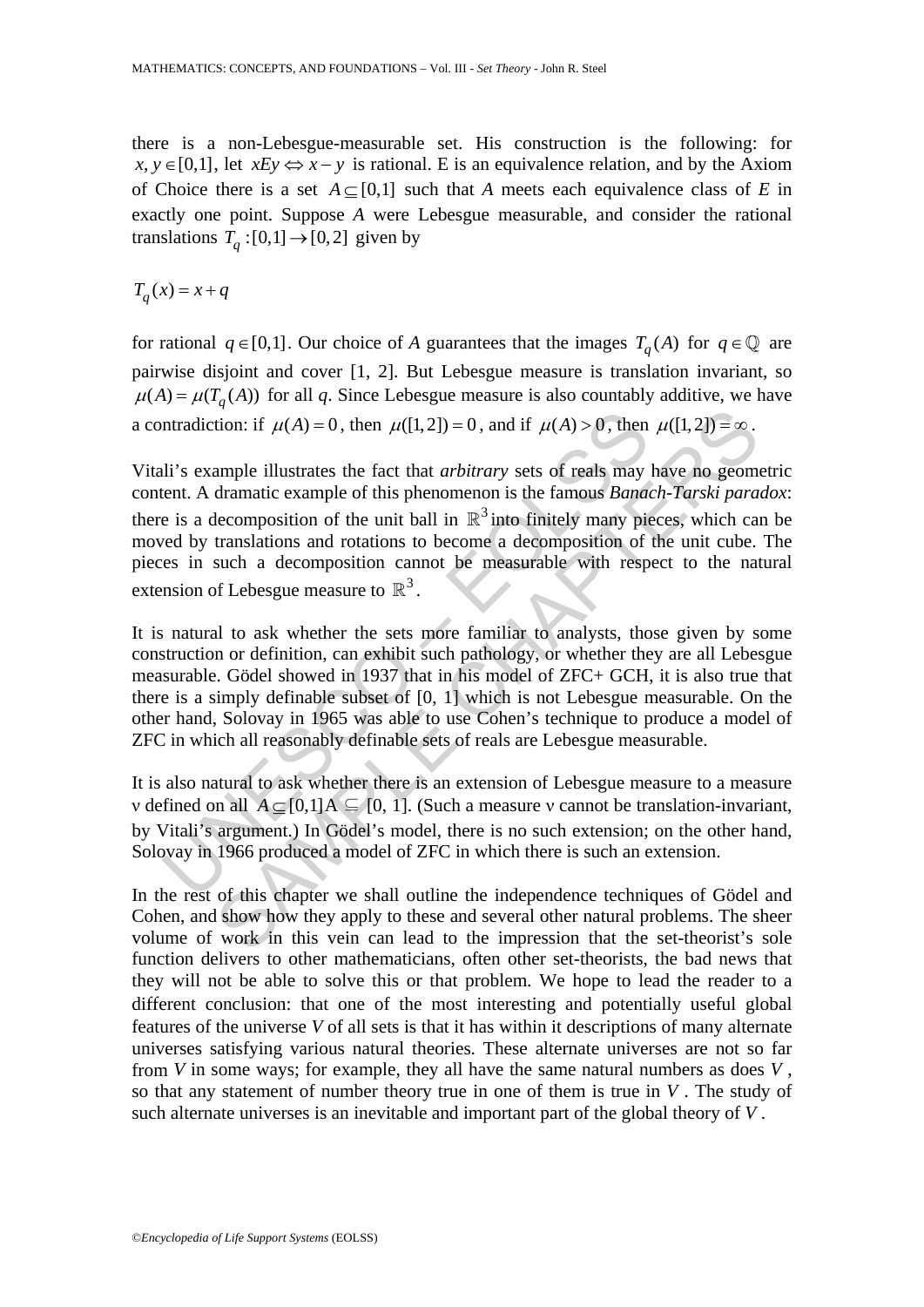there is a non-Lebesgue-measurable set. His construction is the following: for $x, y \in [0,1]$, let $xEy \Leftrightarrow x - y$ is rational. E is an equivalence relation, and by the Axiom of Choice there is a set $A \subseteq [0,1]$ such that $A$ meets each equivalence class of $E$ in exactly one point. Suppose $A$ were Lebesgue measurable, and consider the rational translations $T_q : [0,1] \rightarrow [0,2]$ given by

$$T_q(x) = x + q$$

for rational $q \in [0,1]$. Our choice of $A$ guarantees that the images $T_q(A)$ for $q \in \mathbb{Q}$ are pairwise disjoint and cover [1, 2]. But Lebesgue measure is translation invariant, so $\mu(A) = \mu(T_q(A))$ for all $q$. Since Lebesgue measure is also countably additive, we have a contradiction: if $\mu(A) = 0$, then $\mu([1,2]) = 0$, and if $\mu(A) > 0$, then $\mu([1,2]) = \infty$.

Vitali's example illustrates the fact that *arbitrary* sets of reals may have no geometric content. A dramatic example of this phenomenon is the famous *Banach-Tarski paradox*: there is a decomposition of the unit ball in $\mathbb{R}^3$ into finitely many pieces, which can be moved by translations and rotations to become a decomposition of the unit cube. The pieces in such a decomposition cannot be measurable with respect to the natural extension of Lebesgue measure to $\mathbb{R}^3$.

It is natural to ask whether the sets more familiar to analysts, those given by some construction or definition, can exhibit such pathology, or whether they are all Lebesgue measurable. Gödel showed in 1937 that in his model of ZFC+ GCH, it is also true that there is a simply definable subset of [0, 1] which is not Lebesgue measurable. On the other hand, Solovay in 1965 was able to use Cohen's technique to produce a model of ZFC in which all reasonably definable sets of reals are Lebesgue measurable.

It is also natural to ask whether there is an extension of Lebesgue measure to a measure ν defined on all $A \subseteq [0,1]$A ⊆ [0, 1]. (Such a measure ν cannot be translation-invariant, by Vitali's argument.) In Gödel's model, there is no such extension; on the other hand, Solovay in 1966 produced a model of ZFC in which there is such an extension.

In the rest of this chapter we shall outline the independence techniques of Gödel and Cohen, and show how they apply to these and several other natural problems. The sheer volume of work in this vein can lead to the impression that the set-theorist's sole function delivers to other mathematicians, often other set-theorists, the bad news that they will not be able to solve this or that problem. We hope to lead the reader to a different conclusion: that one of the most interesting and potentially useful global features of the universe *V* of all sets is that it has within it descriptions of many alternate universes satisfying various natural theories. These alternate universes are not so far from *V* in some ways; for example, they all have the same natural numbers as does *V*, so that any statement of number theory true in one of them is true in *V*. The study of such alternate universes is an inevitable and important part of the global theory of *V*.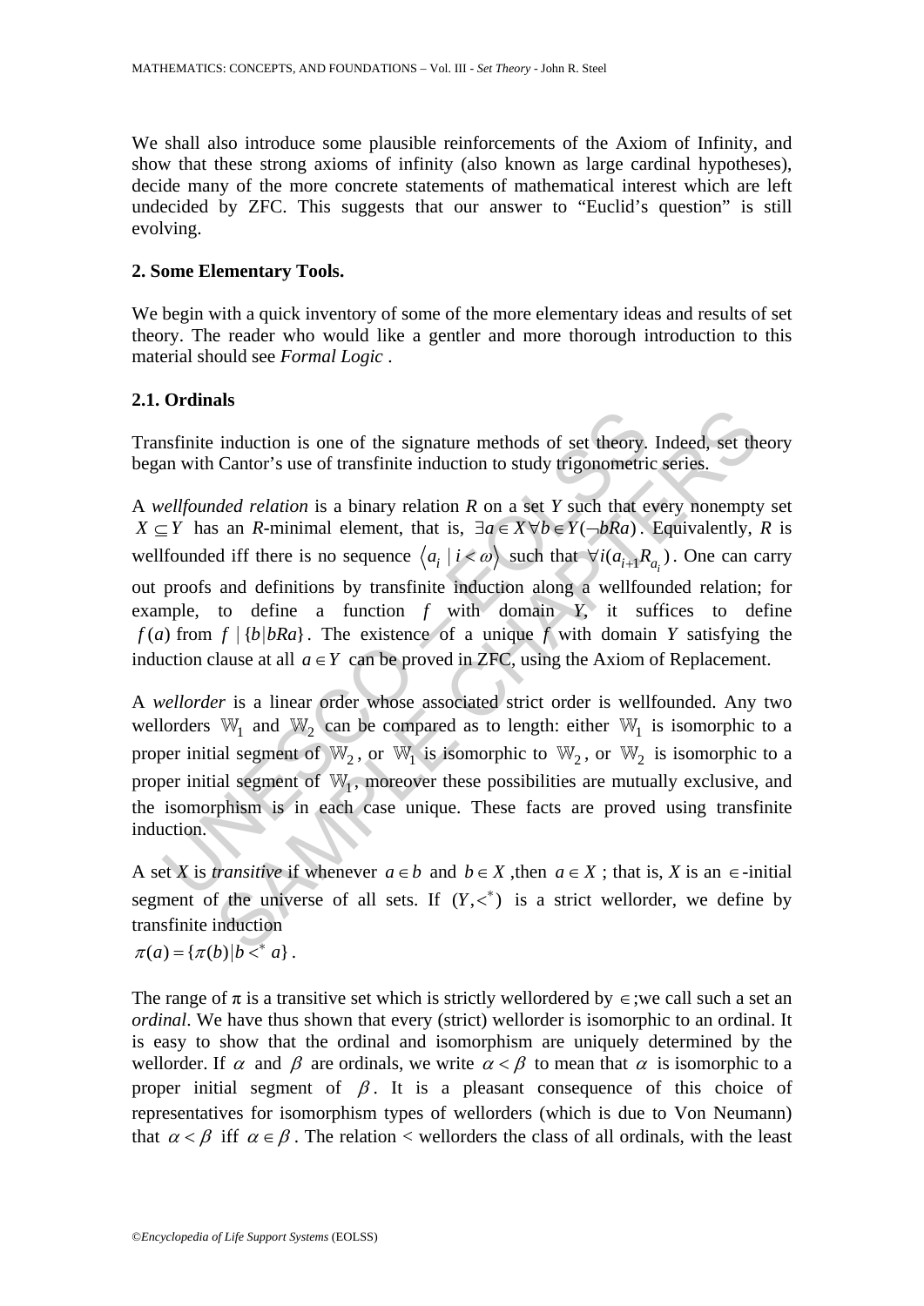We shall also introduce some plausible reinforcements of the Axiom of Infinity, and show that these strong axioms of infinity (also known as large cardinal hypotheses), decide many of the more concrete statements of mathematical interest which are left undecided by ZFC. This suggests that our answer to "Euclid's question" is still evolving.

## 2. Some Elementary Tools.

We begin with a quick inventory of some of the more elementary ideas and results of set theory. The reader who would like a gentler and more thorough introduction to this material should see *Formal Logic* .

### 2.1. Ordinals

Transfinite induction is one of the signature methods of set theory. Indeed, set theory began with Cantor's use of transfinite induction to study trigonometric series.

A *wellfounded relation* is a binary relation $R$ on a set $Y$ such that every nonempty set $X \subseteq Y$ has an $R$-minimal element, that is, $\exists a \in X \forall b \in Y(\neg bRa)$. Equivalently, $R$ is wellfounded iff there is no sequence $\langle a_i \mid i < \omega \rangle$ such that $\forall i(a_{i+1} R_{a_i})$. One can carry out proofs and definitions by transfinite induction along a wellfounded relation; for example, to define a function $f$ with domain $Y$, it suffices to define $f(a)$ from $f \mid \{b | bRa\}$. The existence of a unique $f$ with domain $Y$ satisfying the induction clause at all $a \in Y$ can be proved in ZFC, using the Axiom of Replacement.

A *wellorder* is a linear order whose associated strict order is wellfounded. Any two wellorders $\mathbb{W}_1$ and $\mathbb{W}_2$ can be compared as to length: either $\mathbb{W}_1$ is isomorphic to a proper initial segment of $\mathbb{W}_2$, or $\mathbb{W}_1$ is isomorphic to $\mathbb{W}_2$, or $\mathbb{W}_2$ is isomorphic to a proper initial segment of $\mathbb{W}_1$, moreover these possibilities are mutually exclusive, and the isomorphism is in each case unique. These facts are proved using transfinite induction.

A set $X$ is *transitive* if whenever $a \in b$ and $b \in X$ ,then $a \in X$ ; that is, $X$ is an $\in$-initial segment of the universe of all sets. If $(Y, <^*)$ is a strict wellorder, we define by transfinite induction

$\pi(a) = \{\pi(b) | b <^* a\}$ .

The range of $\pi$ is a transitive set which is strictly wellordered by $\in$ ;we call such a set an *ordinal*. We have thus shown that every (strict) wellorder is isomorphic to an ordinal. It is easy to show that the ordinal and isomorphism are uniquely determined by the wellorder. If $\alpha$ and $\beta$ are ordinals, we write $\alpha < \beta$ to mean that $\alpha$ is isomorphic to a proper initial segment of $\beta$. It is a pleasant consequence of this choice of representatives for isomorphism types of wellorders (which is due to Von Neumann) that $\alpha < \beta$ iff $\alpha \in \beta$. The relation < wellorders the class of all ordinals, with the least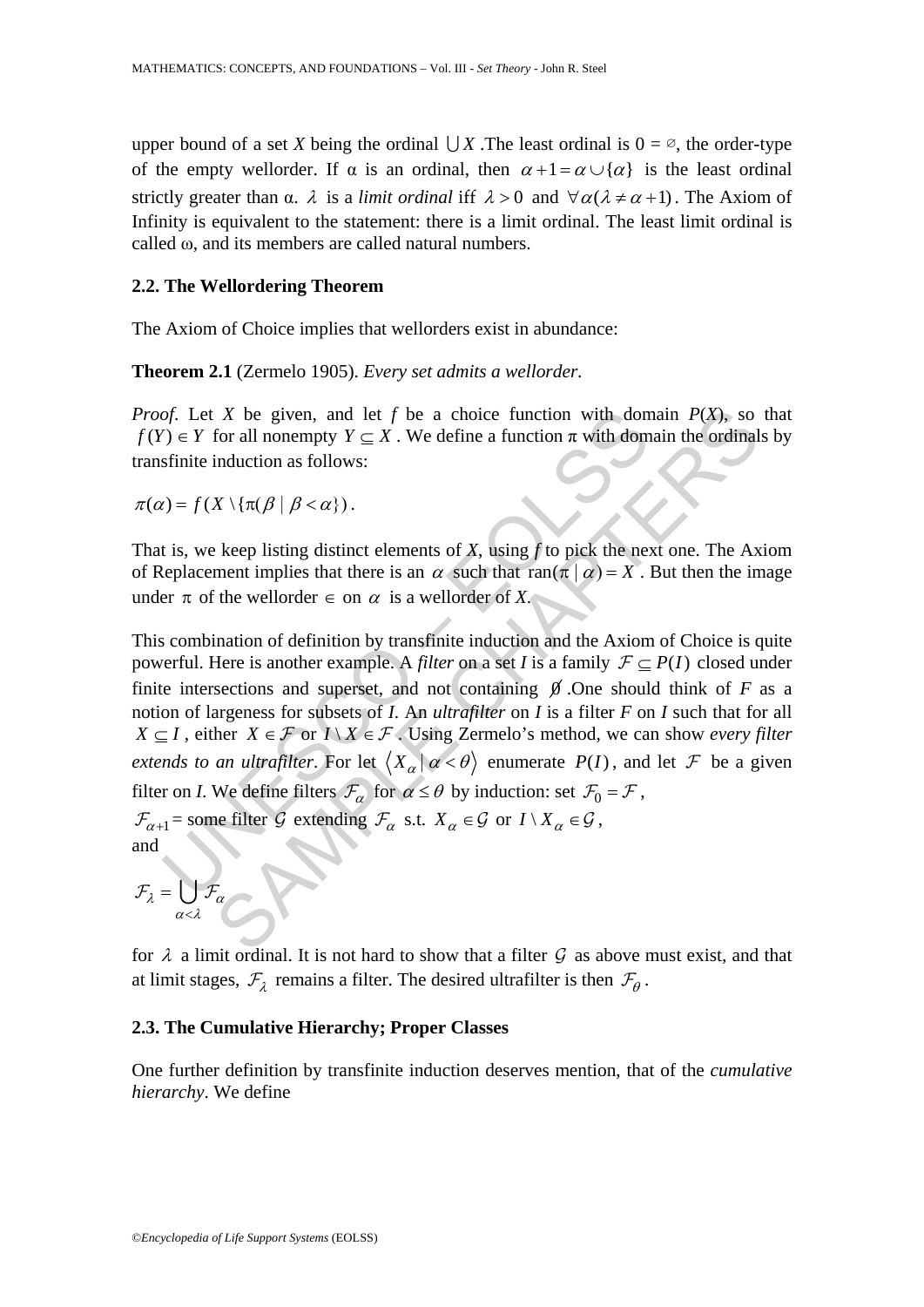upper bound of a set $X$ being the ordinal $\bigcup X$ .The least ordinal is $0 = \varnothing$, the order-type of the empty wellorder. If α is an ordinal, then $\alpha + 1 = \alpha \cup \{\alpha\}$ is the least ordinal strictly greater than α. $\lambda$ is a *limit ordinal* iff $\lambda > 0$ and $\forall \alpha (\lambda \neq \alpha + 1)$. The Axiom of Infinity is equivalent to the statement: there is a limit ordinal. The least limit ordinal is called ω, and its members are called natural numbers.

### 2.2. The Wellordering Theorem

The Axiom of Choice implies that wellorders exist in abundance:

**Theorem 2.1** (Zermelo 1905). *Every set admits a wellorder.*

*Proof.* Let $X$ be given, and let $f$ be a choice function with domain $P(X)$, so that $f(Y) \in Y$ for all nonempty $Y \subseteq X$ . We define a function π with domain the ordinals by transfinite induction as follows:

$$\pi(\alpha) = f(X \setminus \{\pi(\beta \mid \beta < \alpha\}) .$$

That is, we keep listing distinct elements of $X$, using $f$ to pick the next one. The Axiom of Replacement implies that there is an $\alpha$ such that $\operatorname{ran}(\pi \mid \alpha) = X$ . But then the image under $\pi$ of the wellorder $\in$ on $\alpha$ is a wellorder of $X$.

This combination of definition by transfinite induction and the Axiom of Choice is quite powerful. Here is another example. A *filter* on a set $I$ is a family $\mathcal{F} \subseteq P(I)$ closed under finite intersections and superset, and not containing $\emptyset$ .One should think of $F$ as a notion of largeness for subsets of $I$. An *ultrafilter* on $I$ is a filter $F$ on $I$ such that for all $X \subseteq I$ , either $X \in \mathcal{F}$ or $I \setminus X \in \mathcal{F}$ . Using Zermelo's method, we can show *every filter extends to an ultrafilter*. For let $\langle X_\alpha \mid \alpha < \theta \rangle$ enumerate $P(I)$, and let $\mathcal{F}$ be a given filter on $I$. We define filters $\mathcal{F}_\alpha$ for $\alpha \leq \theta$ by induction: set $\mathcal{F}_0 = \mathcal{F}$ ,

$\mathcal{F}_{\alpha+1}$ = some filter $\mathcal{G}$ extending $\mathcal{F}_\alpha$ s.t. $X_\alpha \in \mathcal{G}$ or $I \setminus X_\alpha \in \mathcal{G}$ ,

and

$$\mathcal{F}_\lambda = \bigcup_{\alpha < \lambda} \mathcal{F}_\alpha$$

for $\lambda$ a limit ordinal. It is not hard to show that a filter $\mathcal{G}$ as above must exist, and that at limit stages, $\mathcal{F}_\lambda$ remains a filter. The desired ultrafilter is then $\mathcal{F}_\theta$ .

### 2.3. The Cumulative Hierarchy; Proper Classes

One further definition by transfinite induction deserves mention, that of the *cumulative hierarchy*. We define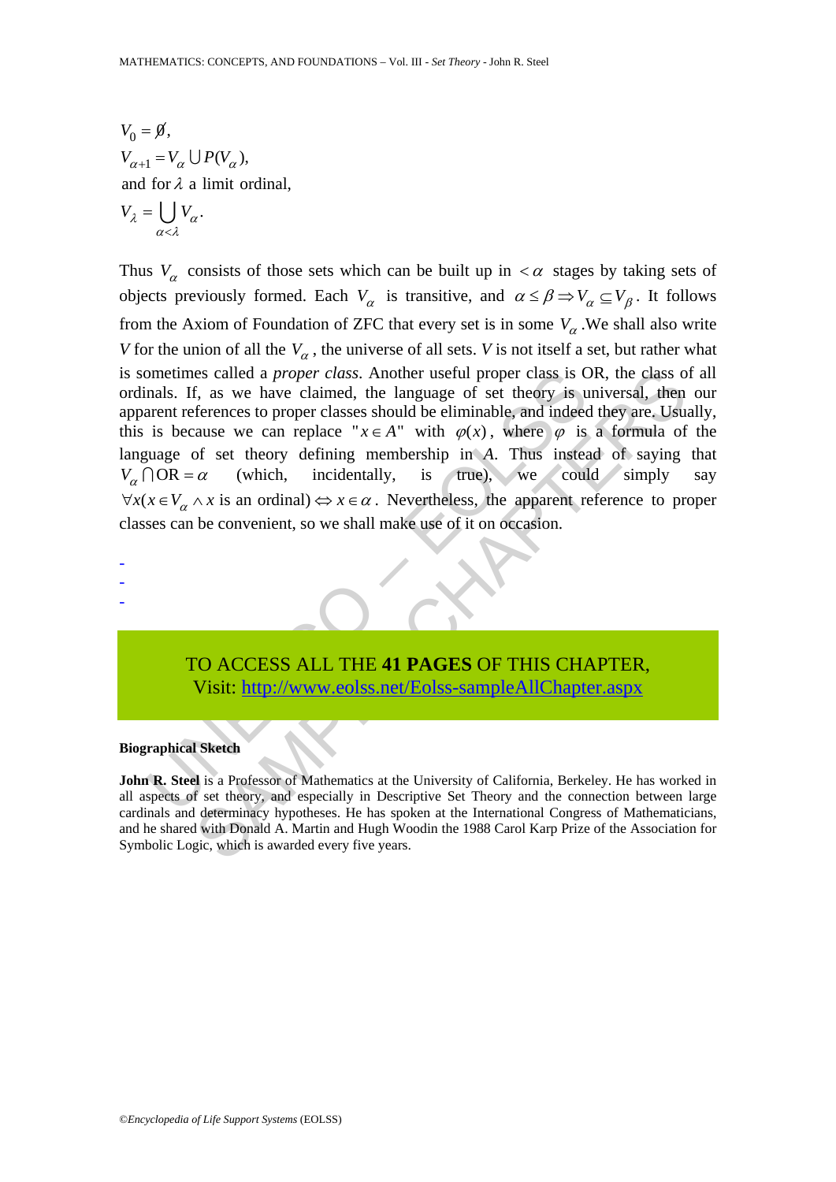$$V_0 = \emptyset,$$

$$V_{\alpha+1} = V_\alpha \cup P(V_\alpha),$$

and for $\lambda$ a limit ordinal,

$$V_\lambda = \bigcup_{\alpha<\lambda} V_\alpha.$$

Thus $V_\alpha$ consists of those sets which can be built up in $<\alpha$ stages by taking sets of objects previously formed. Each $V_\alpha$ is transitive, and $\alpha \le \beta \Rightarrow V_\alpha \subseteq V_\beta$. It follows from the Axiom of Foundation of ZFC that every set is in some $V_\alpha$. We shall also write $V$ for the union of all the $V_\alpha$, the universe of all sets. $V$ is not itself a set, but rather what is sometimes called a *proper class*. Another useful proper class is OR, the class of all ordinals. If, as we have claimed, the language of set theory is universal, then our apparent references to proper classes should be eliminable, and indeed they are. Usually, this is because we can replace "$x \in A$" with $\varphi(x)$, where $\varphi$ is a formula of the language of set theory defining membership in $A$. Thus instead of saying that $V_\alpha \cap \text{OR} = \alpha$ (which, incidentally, is true), we could simply say $\forall x(x \in V_\alpha \wedge x \text{ is an ordinal}) \Leftrightarrow x \in \alpha$. Nevertheless, the apparent reference to proper classes can be convenient, so we shall make use of it on occasion.

-
-
-

TO ACCESS ALL THE **41 PAGES** OF THIS CHAPTER,
Visit: http://www.eolss.net/Eolss-sampleAllChapter.aspx

**Biographical Sketch**

**John R. Steel** is a Professor of Mathematics at the University of California, Berkeley. He has worked in all aspects of set theory, and especially in Descriptive Set Theory and the connection between large cardinals and determinacy hypotheses. He has spoken at the International Congress of Mathematicians, and he shared with Donald A. Martin and Hugh Woodin the 1988 Carol Karp Prize of the Association for Symbolic Logic, which is awarded every five years.